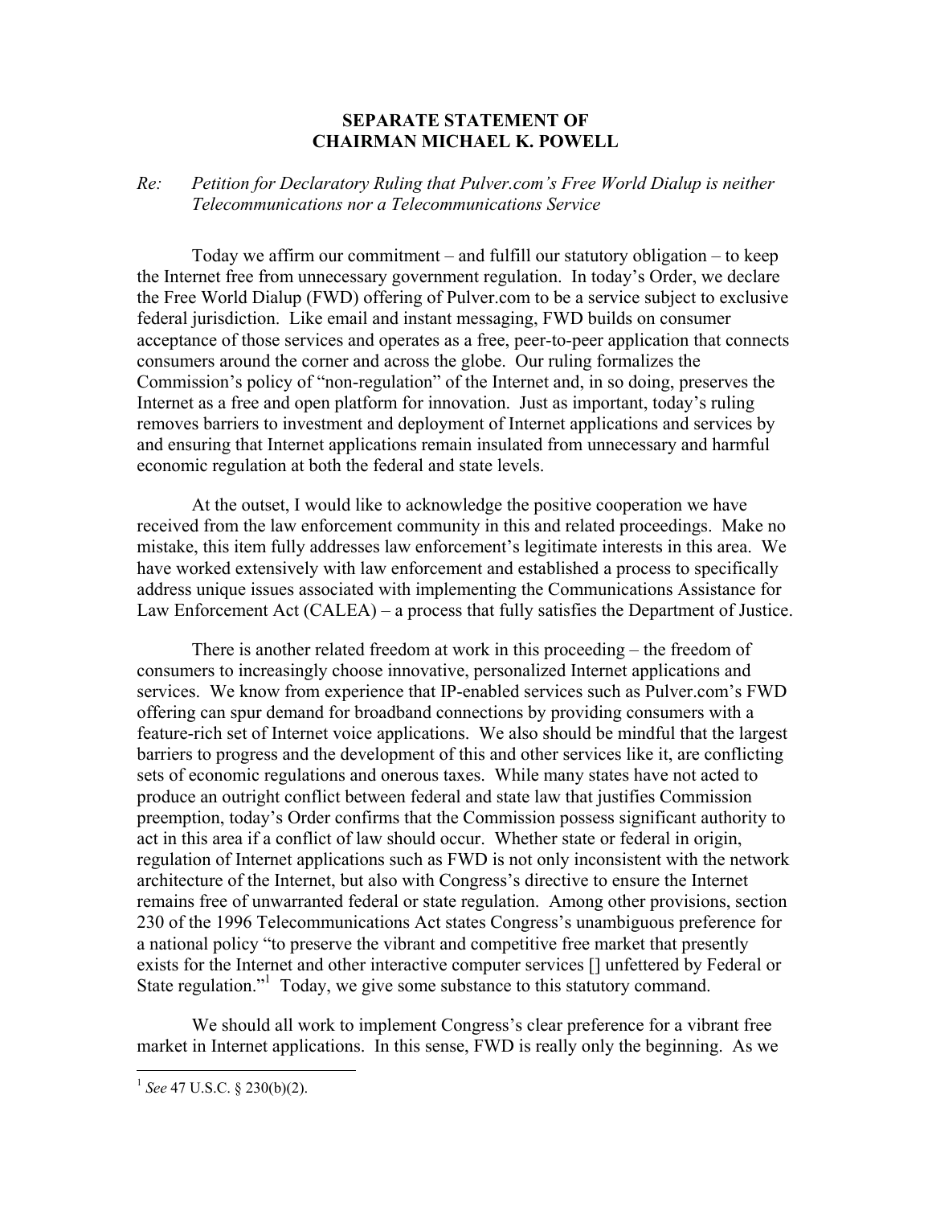# SEPARATE STATEMENT OF
# CHAIRMAN MICHAEL K. POWELL

*Re: Petition for Declaratory Ruling that Pulver.com's Free World Dialup is neither Telecommunications nor a Telecommunications Service*

Today we affirm our commitment – and fulfill our statutory obligation – to keep the Internet free from unnecessary government regulation. In today's Order, we declare the Free World Dialup (FWD) offering of Pulver.com to be a service subject to exclusive federal jurisdiction. Like email and instant messaging, FWD builds on consumer acceptance of those services and operates as a free, peer-to-peer application that connects consumers around the corner and across the globe. Our ruling formalizes the Commission's policy of "non-regulation" of the Internet and, in so doing, preserves the Internet as a free and open platform for innovation. Just as important, today's ruling removes barriers to investment and deployment of Internet applications and services by and ensuring that Internet applications remain insulated from unnecessary and harmful economic regulation at both the federal and state levels.

At the outset, I would like to acknowledge the positive cooperation we have received from the law enforcement community in this and related proceedings. Make no mistake, this item fully addresses law enforcement's legitimate interests in this area. We have worked extensively with law enforcement and established a process to specifically address unique issues associated with implementing the Communications Assistance for Law Enforcement Act (CALEA) – a process that fully satisfies the Department of Justice.

There is another related freedom at work in this proceeding – the freedom of consumers to increasingly choose innovative, personalized Internet applications and services. We know from experience that IP-enabled services such as Pulver.com's FWD offering can spur demand for broadband connections by providing consumers with a feature-rich set of Internet voice applications. We also should be mindful that the largest barriers to progress and the development of this and other services like it, are conflicting sets of economic regulations and onerous taxes. While many states have not acted to produce an outright conflict between federal and state law that justifies Commission preemption, today's Order confirms that the Commission possess significant authority to act in this area if a conflict of law should occur. Whether state or federal in origin, regulation of Internet applications such as FWD is not only inconsistent with the network architecture of the Internet, but also with Congress's directive to ensure the Internet remains free of unwarranted federal or state regulation. Among other provisions, section 230 of the 1996 Telecommunications Act states Congress's unambiguous preference for a national policy "to preserve the vibrant and competitive free market that presently exists for the Internet and other interactive computer services [] unfettered by Federal or State regulation."[1] Today, we give some substance to this statutory command.

We should all work to implement Congress's clear preference for a vibrant free market in Internet applications. In this sense, FWD is really only the beginning. As we

---

[1] *See* 47 U.S.C. § 230(b)(2).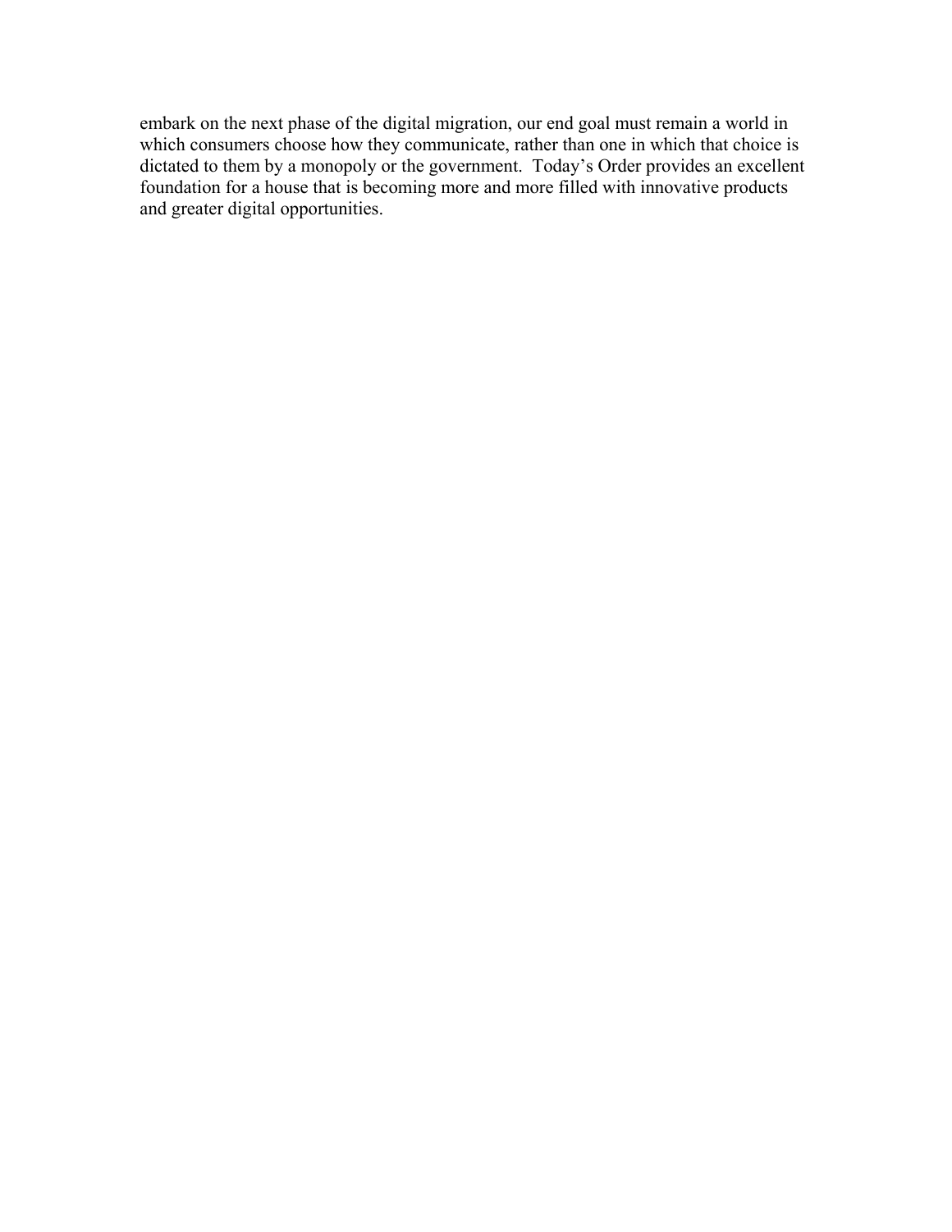embark on the next phase of the digital migration, our end goal must remain a world in which consumers choose how they communicate, rather than one in which that choice is dictated to them by a monopoly or the government. Today's Order provides an excellent foundation for a house that is becoming more and more filled with innovative products and greater digital opportunities.